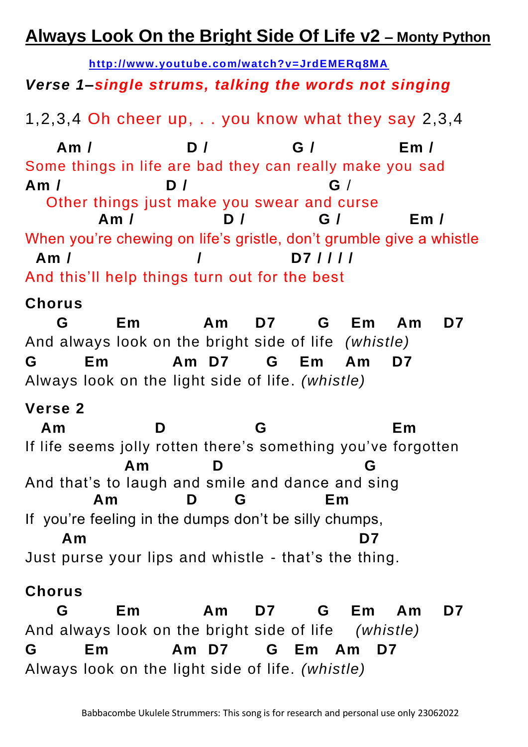# Always Look On the Bright Side Of Life v2 – Monty Python

http://www.youtube.com/watch?v=JrdEMERq8MA

***Verse 1–single strums, talking the words not singing***

1,2,3,4 Oh cheer up, . . you know what they say 2,3,4

```
    Am /              D /              G /             Em /
Some things in life are bad they can really make you sad
Am /                D /                            G /
   Other things just make you swear and curse
            Am /             D /           G /           Em /
When you're chewing on life's gristle, don't grumble give a whistle
  Am /                       /               D7 / / / /
And this'll help things turn out for the best
```

**Chorus**

```
    G        Em          Am     D7       G    Em    Am    D7
And always look on the bright side of life  (whistle)
G        Em           Am  D7       G    Em    Am    D7
Always look on the light side of life. (whistle)
```

**Verse 2**

```
  Am              D               G                    Em
If life seems jolly rotten there's something you've forgotten
              Am          D                        G
And that's to laugh and smile and dance and sing
          Am          D      G             Em
If  you're feeling in the dumps don't be silly chumps,
     Am                                          D7
Just purse your lips and whistle - that's the thing.
```

**Chorus**

```
    G        Em          Am     D7       G    Em    Am    D7
And always look on the bright side of life    (whistle)
G        Em          Am  D7       G   Em   Am   D7
Always look on the light side of life. (whistle)
```

Babbacombe Ukulele Strummers: This song is for research and personal use only 23062022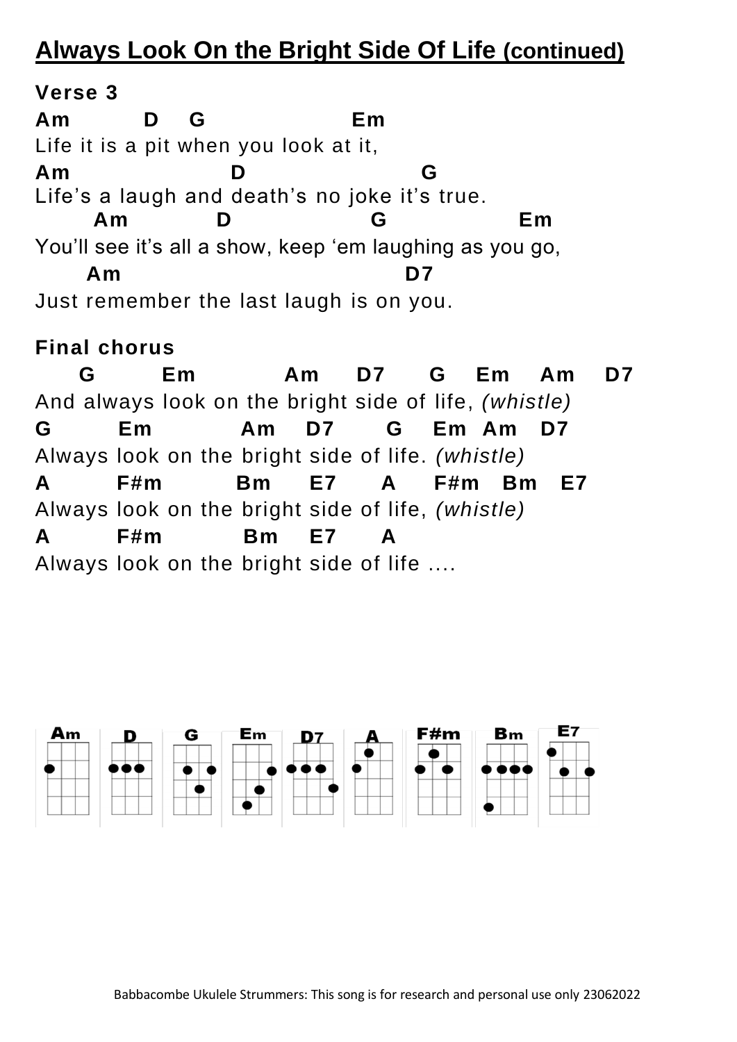# Always Look On the Bright Side Of Life (continued)

**Verse 3**

```
Am         D    G                  Em
Life it is a pit when you look at it,
Am                  D                 G
Life's a laugh and death's no joke it's true.
      Am           D               G               Em
You'll see it's all a show, keep 'em laughing as you go,
     Am                                  D7
Just remember the last laugh is on you.
```

**Final chorus**

```
    G        Em          Am     D7     G    Em    Am    D7
And always look on the bright side of life, (whistle)
G        Em          Am    D7      G    Em  Am   D7
Always look on the bright side of life. (whistle)
A        F#m         Bm     E7     A     F#m   Bm   E7
Always look on the bright side of life, (whistle)
A        F#m          Bm    E7     A
Always look on the bright side of life ....
```

Am D G Em D7 A F#m Bm E7